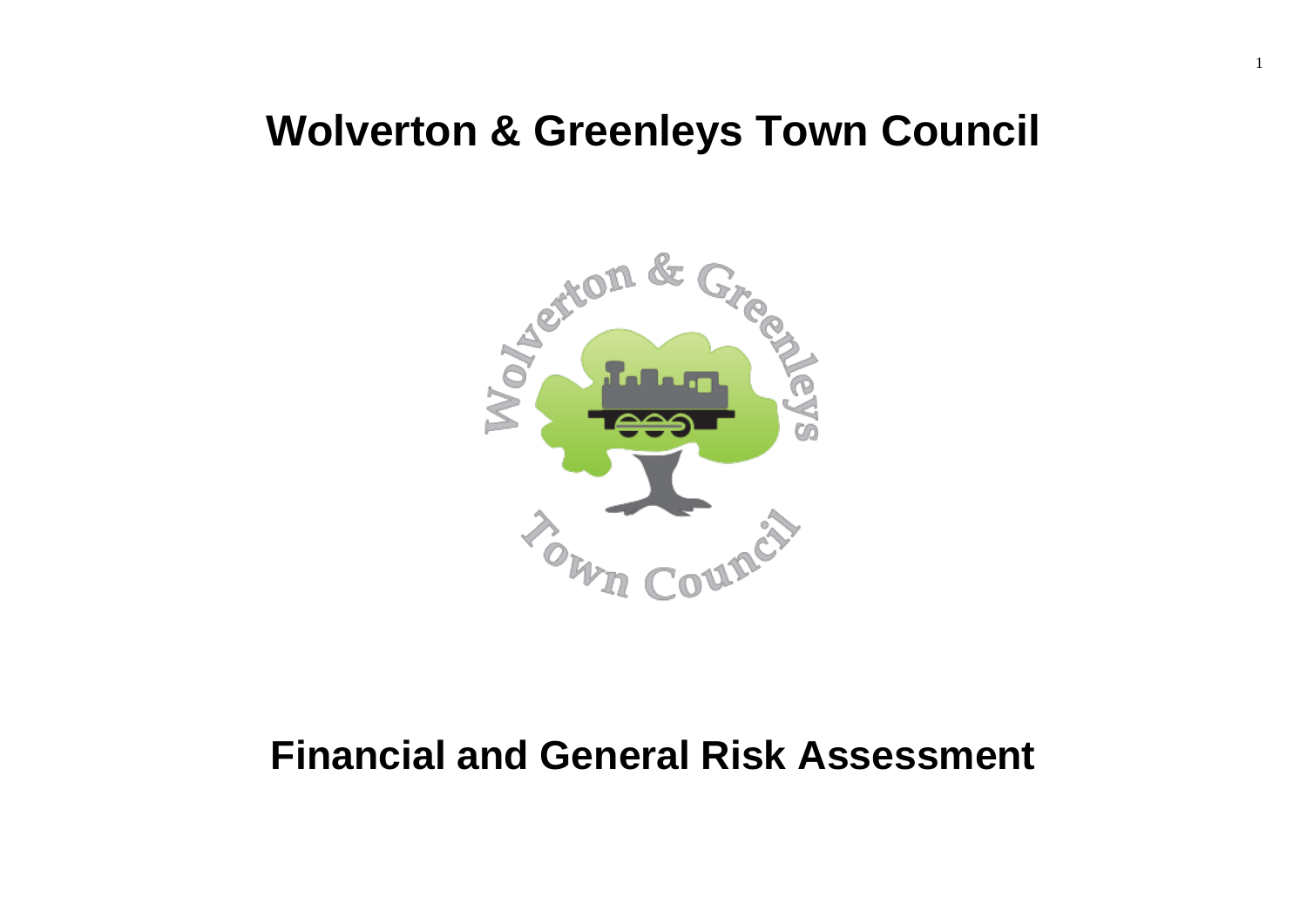# Wolverton & Greenleys Town Council

# Financial and General Risk Assessment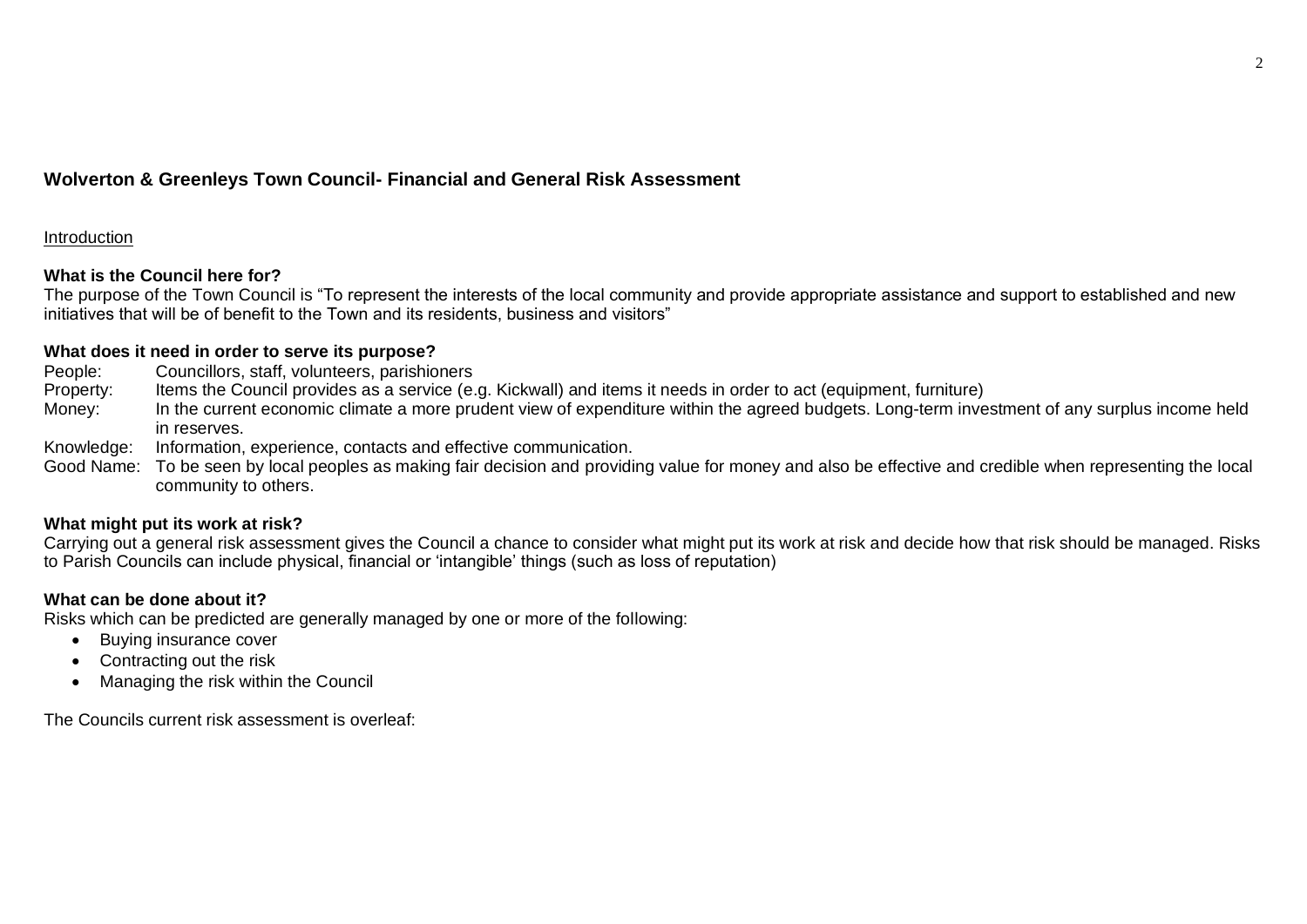## Wolverton & Greenleys Town Council- Financial and General Risk Assessment

Introduction

**What is the Council here for?**

The purpose of the Town Council is "To represent the interests of the local community and provide appropriate assistance and support to established and new initiatives that will be of benefit to the Town and its residents, business and visitors"

**What does it need in order to serve its purpose?**

People: Councillors, staff, volunteers, parishioners

Property: Items the Council provides as a service (e.g. Kickwall) and items it needs in order to act (equipment, furniture)

Money: In the current economic climate a more prudent view of expenditure within the agreed budgets. Long-term investment of any surplus income held in reserves.

Knowledge: Information, experience, contacts and effective communication.

Good Name: To be seen by local peoples as making fair decision and providing value for money and also be effective and credible when representing the local community to others.

**What might put its work at risk?**

Carrying out a general risk assessment gives the Council a chance to consider what might put its work at risk and decide how that risk should be managed. Risks to Parish Councils can include physical, financial or 'intangible' things (such as loss of reputation)

**What can be done about it?**

Risks which can be predicted are generally managed by one or more of the following:

- Buying insurance cover
- Contracting out the risk
- Managing the risk within the Council

The Councils current risk assessment is overleaf: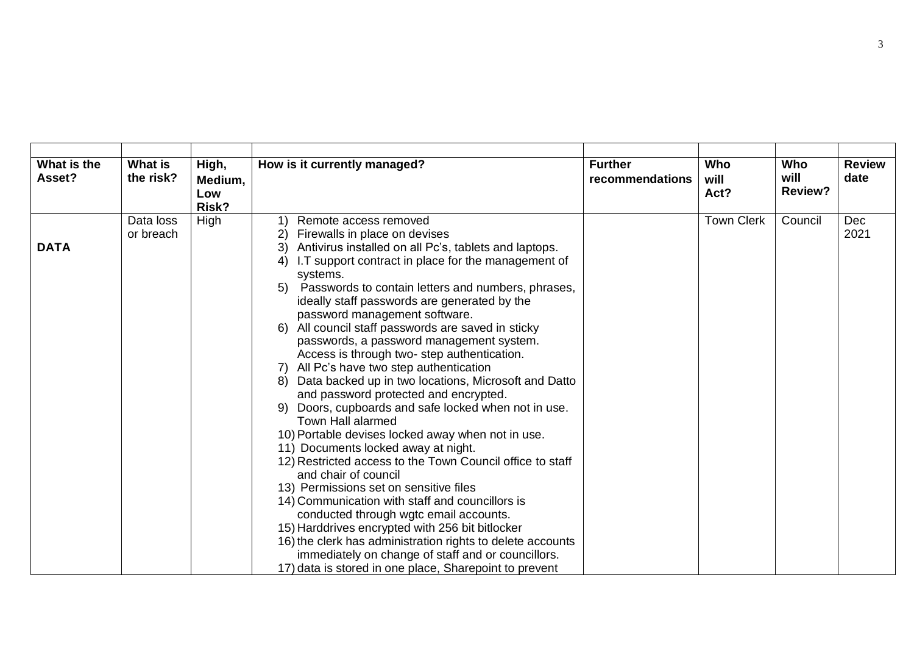| | | | | | | | |
|---|---|---|---|---|---|---|---|
| **What is the Asset?** | **What is the risk?** | **High, Medium, Low Risk?** | **How is it currently managed?** | **Further recommendations** | **Who will Act?** | **Who will Review?** | **Review date** |
| **DATA** | Data loss or breach | High | 1) Remote access removed<br>2) Firewalls in place on devises<br>3) Antivirus installed on all Pc's, tablets and laptops.<br>4) I.T support contract in place for the management of systems.<br>5) Passwords to contain letters and numbers, phrases, ideally staff passwords are generated by the password management software.<br>6) All council staff passwords are saved in sticky passwords, a password management system. Access is through two- step authentication.<br>7) All Pc's have two step authentication<br>8) Data backed up in two locations, Microsoft and Datto and password protected and encrypted.<br>9) Doors, cupboards and safe locked when not in use. Town Hall alarmed<br>10) Portable devises locked away when not in use.<br>11) Documents locked away at night.<br>12) Restricted access to the Town Council office to staff and chair of council<br>13) Permissions set on sensitive files<br>14) Communication with staff and councillors is conducted through wgtc email accounts.<br>15) Harddrives encrypted with 256 bit bitlocker<br>16) the clerk has administration rights to delete accounts immediately on change of staff and or councillors.<br>17) data is stored in one place, Sharepoint to prevent | | Town Clerk | Council | Dec 2021 |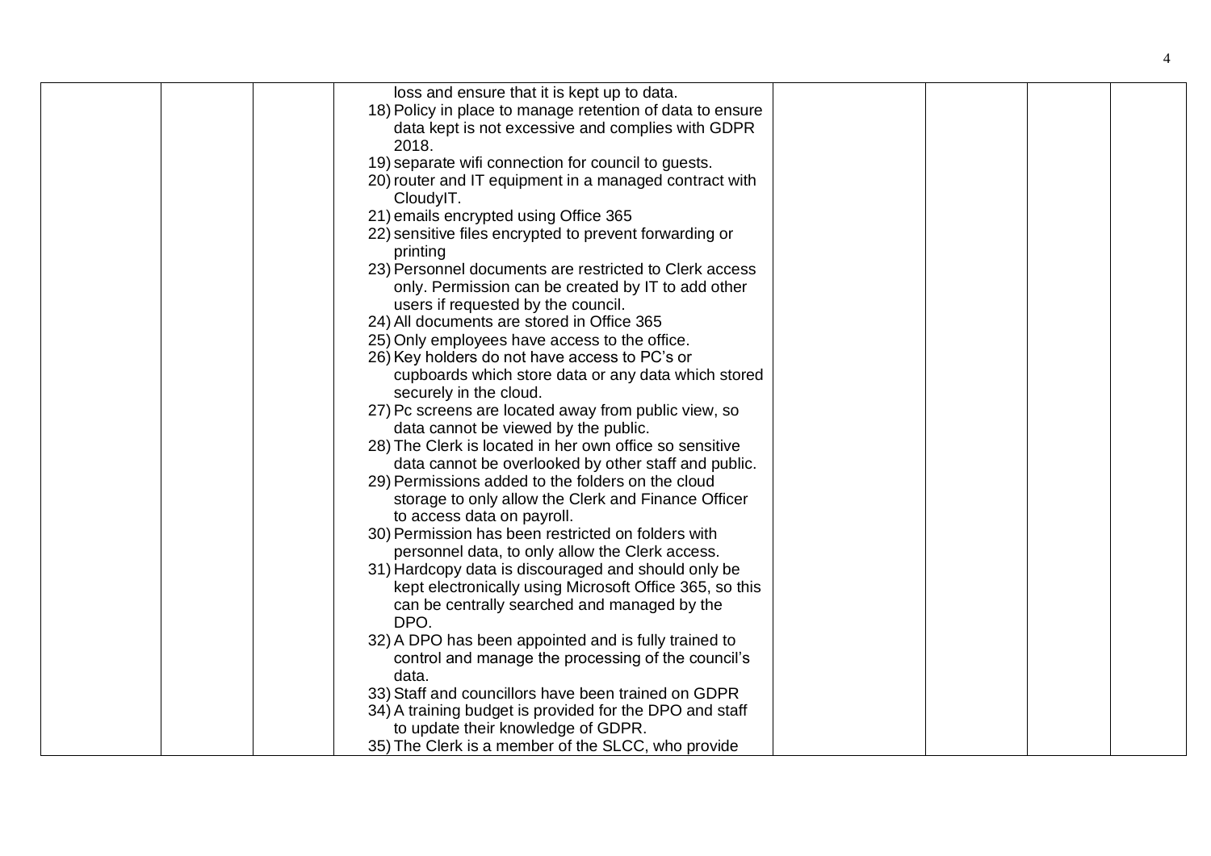| | | | | | | | |
|---|---|---|---|---|---|---|---|
| | | | loss and ensure that it is kept up to data.<br>18) Policy in place to manage retention of data to ensure data kept is not excessive and complies with GDPR 2018.<br>19) separate wifi connection for council to guests.<br>20) router and IT equipment in a managed contract with CloudyIT.<br>21) emails encrypted using Office 365<br>22) sensitive files encrypted to prevent forwarding or printing<br>23) Personnel documents are restricted to Clerk access only. Permission can be created by IT to add other users if requested by the council.<br>24) All documents are stored in Office 365<br>25) Only employees have access to the office.<br>26) Key holders do not have access to PC's or cupboards which store data or any data which stored securely in the cloud.<br>27) Pc screens are located away from public view, so data cannot be viewed by the public.<br>28) The Clerk is located in her own office so sensitive data cannot be overlooked by other staff and public.<br>29) Permissions added to the folders on the cloud storage to only allow the Clerk and Finance Officer to access data on payroll.<br>30) Permission has been restricted on folders with personnel data, to only allow the Clerk access.<br>31) Hardcopy data is discouraged and should only be kept electronically using Microsoft Office 365, so this can be centrally searched and managed by the DPO.<br>32) A DPO has been appointed and is fully trained to control and manage the processing of the council's data.<br>33) Staff and councillors have been trained on GDPR<br>34) A training budget is provided for the DPO and staff to update their knowledge of GDPR.<br>35) The Clerk is a member of the SLCC, who provide | | | | |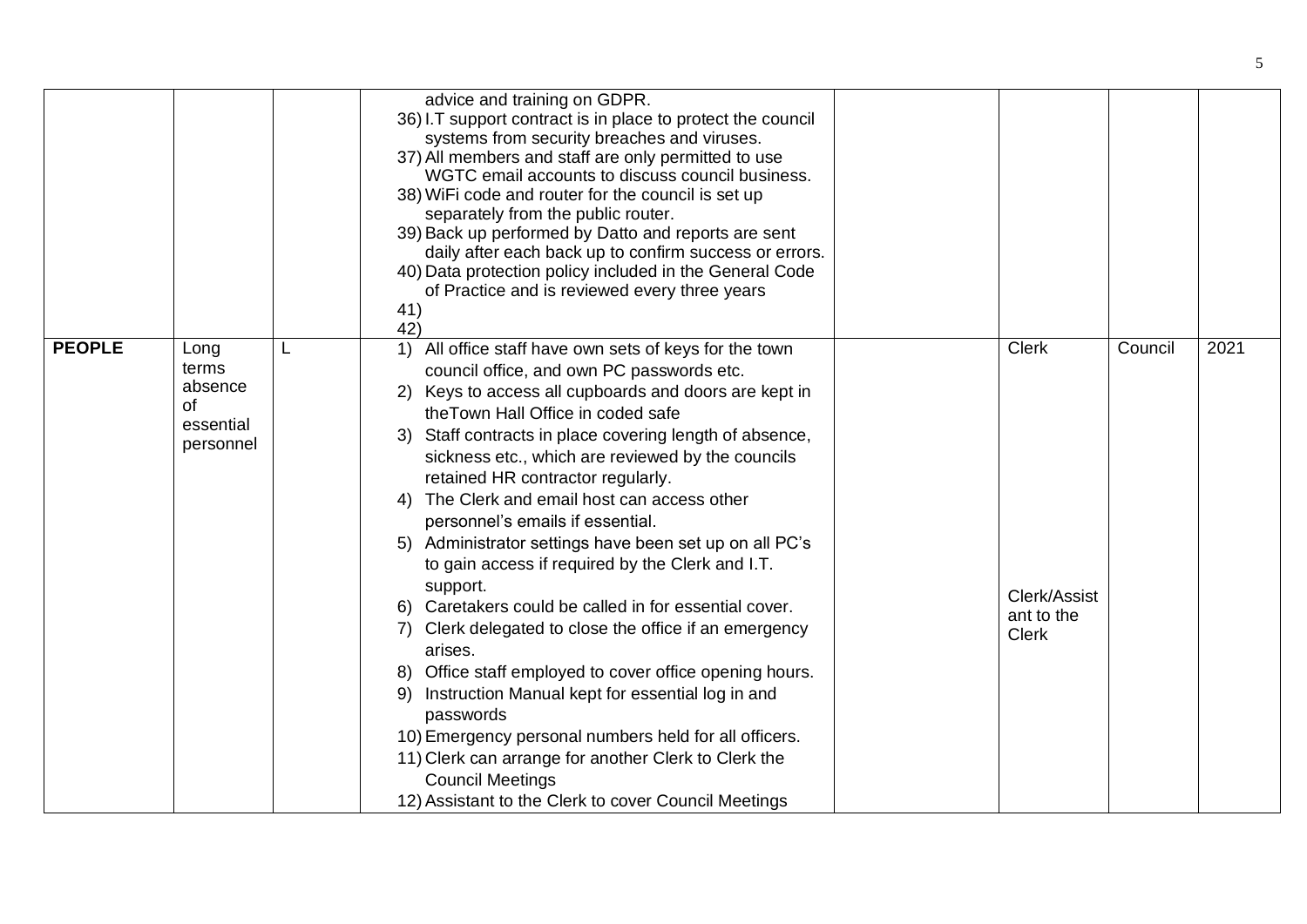| | | | | | | | |
|---|---|---|---|---|---|---|---|
| | | | advice and training on GDPR.<br>36) I.T support contract is in place to protect the council systems from security breaches and viruses.<br>37) All members and staff are only permitted to use WGTC email accounts to discuss council business.<br>38) WiFi code and router for the council is set up separately from the public router.<br>39) Back up performed by Datto and reports are sent daily after each back up to confirm success or errors.<br>40) Data protection policy included in the General Code of Practice and is reviewed every three years<br>41)<br>42) | | | | |
| **PEOPLE** | Long terms absence of essential personnel | L | 1) All office staff have own sets of keys for the town council office, and own PC passwords etc.<br>2) Keys to access all cupboards and doors are kept in theTown Hall Office in coded safe<br>3) Staff contracts in place covering length of absence, sickness etc., which are reviewed by the councils retained HR contractor regularly.<br>4) The Clerk and email host can access other personnel's emails if essential.<br>5) Administrator settings have been set up on all PC's to gain access if required by the Clerk and I.T. support.<br>6) Caretakers could be called in for essential cover.<br>7) Clerk delegated to close the office if an emergency arises.<br>8) Office staff employed to cover office opening hours.<br>9) Instruction Manual kept for essential log in and passwords<br>10) Emergency personal numbers held for all officers.<br>11) Clerk can arrange for another Clerk to Clerk the Council Meetings<br>12) Assistant to the Clerk to cover Council Meetings | | Clerk<br><br>Clerk/Assistant to the Clerk | Council | 2021 |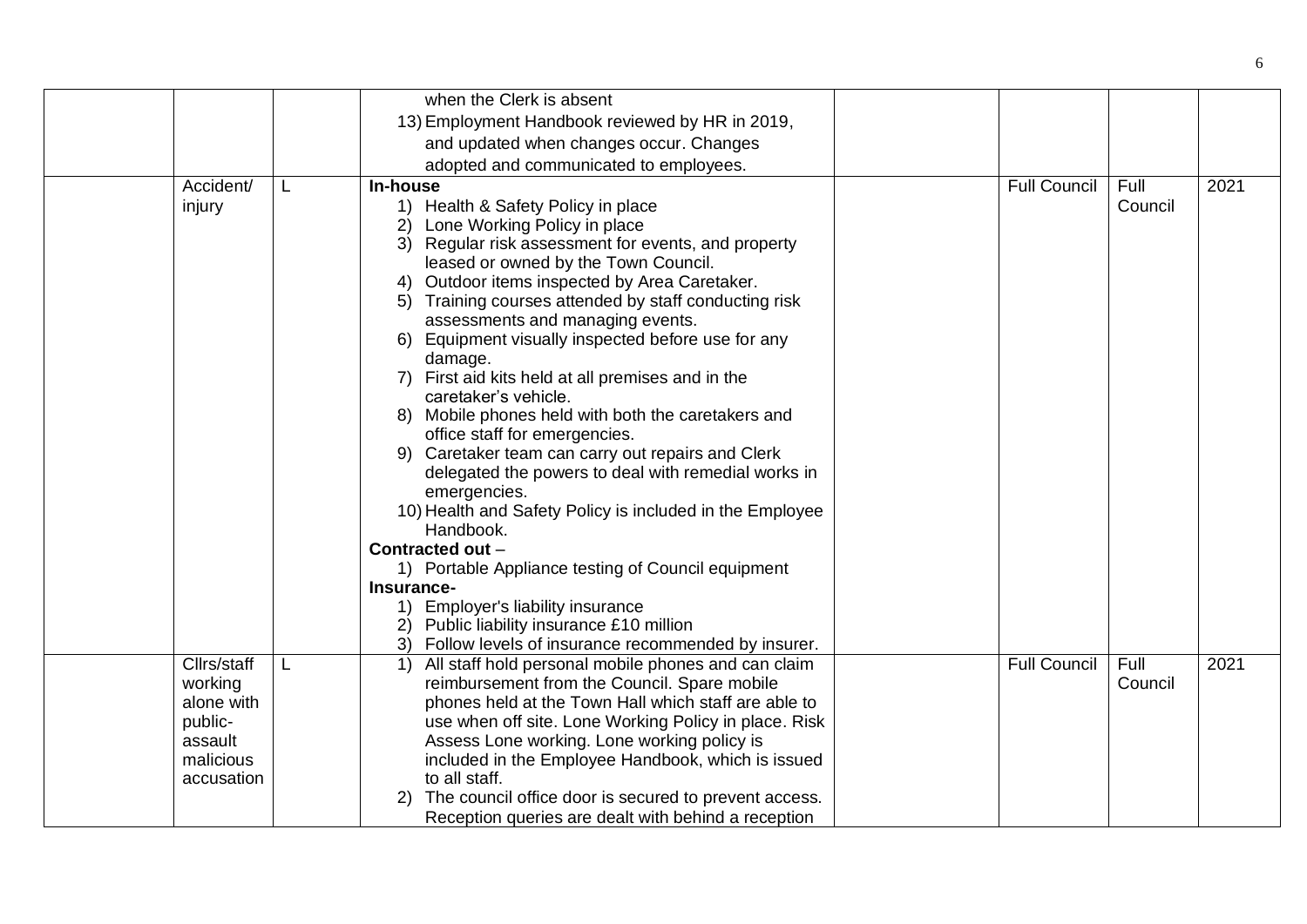| | | | | | | | |
|---|---|---|---|---|---|---|---|
| | | | when the Clerk is absent<br>13) Employment Handbook reviewed by HR in 2019, and updated when changes occur. Changes adopted and communicated to employees. | | | | |
| | Accident/ injury | L | **In-house**<br>1) Health & Safety Policy in place<br>2) Lone Working Policy in place<br>3) Regular risk assessment for events, and property leased or owned by the Town Council.<br>4) Outdoor items inspected by Area Caretaker.<br>5) Training courses attended by staff conducting risk assessments and managing events.<br>6) Equipment visually inspected before use for any damage.<br>7) First aid kits held at all premises and in the caretaker's vehicle.<br>8) Mobile phones held with both the caretakers and office staff for emergencies.<br>9) Caretaker team can carry out repairs and Clerk delegated the powers to deal with remedial works in emergencies.<br>10) Health and Safety Policy is included in the Employee Handbook.<br>**Contracted out** –<br>1) Portable Appliance testing of Council equipment<br>**Insurance-**<br>1) Employer's liability insurance<br>2) Public liability insurance £10 million<br>3) Follow levels of insurance recommended by insurer. | | Full Council | Full Council | 2021 |
| | Cllrs/staff working alone with public- assault malicious accusation | L | 1) All staff hold personal mobile phones and can claim reimbursement from the Council. Spare mobile phones held at the Town Hall which staff are able to use when off site. Lone Working Policy in place. Risk Assess Lone working. Lone working policy is included in the Employee Handbook, which is issued to all staff.<br>2) The council office door is secured to prevent access. Reception queries are dealt with behind a reception | | Full Council | Full Council | 2021 |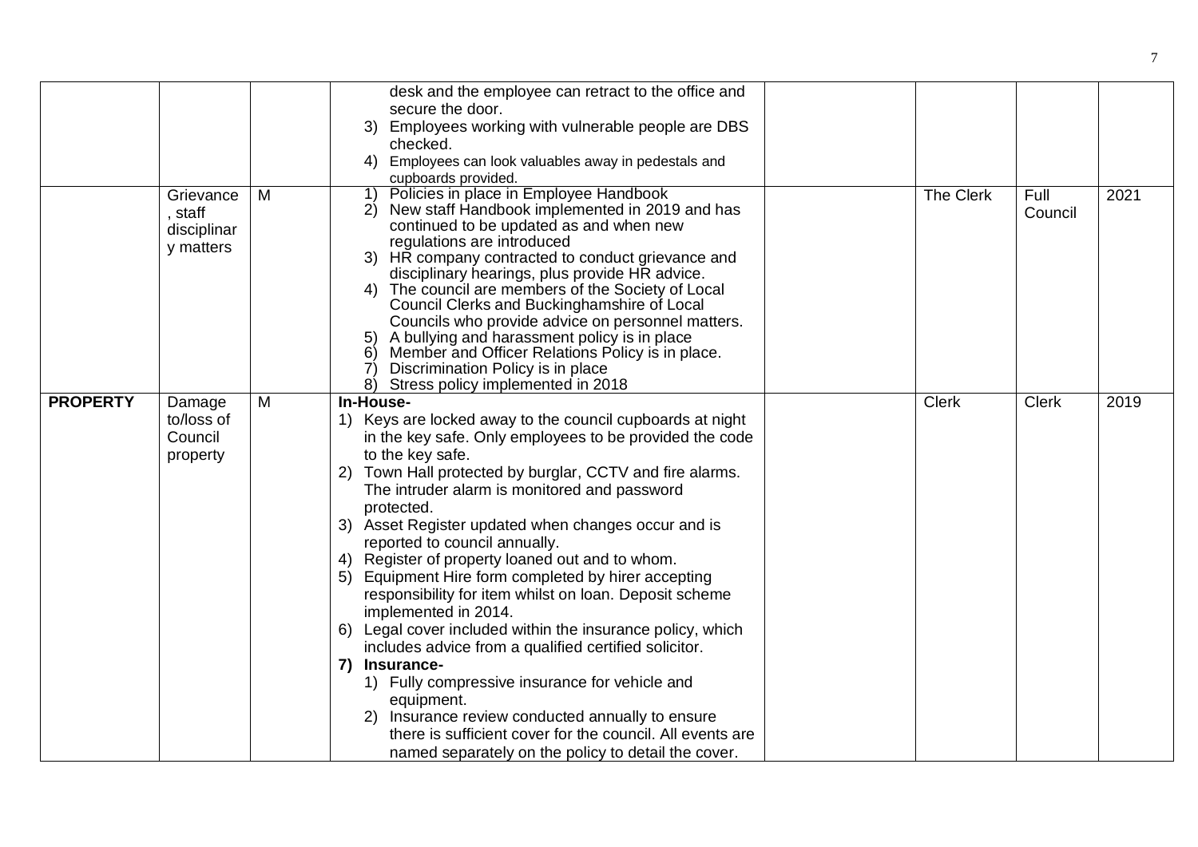| | | | | | | | |
|---|---|---|---|---|---|---|---|
| | | | desk and the employee can retract to the office and secure the door.<br>3) Employees working with vulnerable people are DBS checked.<br>4) Employees can look valuables away in pedestals and cupboards provided. | | | | |
| | Grievance, staff disciplinary matters | M | 1) Policies in place in Employee Handbook<br>2) New staff Handbook implemented in 2019 and has continued to be updated as and when new regulations are introduced<br>3) HR company contracted to conduct grievance and disciplinary hearings, plus provide HR advice.<br>4) The council are members of the Society of Local Council Clerks and Buckinghamshire of Local Councils who provide advice on personnel matters.<br>5) A bullying and harassment policy is in place<br>6) Member and Officer Relations Policy is in place.<br>7) Discrimination Policy is in place<br>8) Stress policy implemented in 2018 | | The Clerk | Full Council | 2021 |
| **PROPERTY** | Damage to/loss of Council property | M | **In-House-**<br>1) Keys are locked away to the council cupboards at night in the key safe. Only employees to be provided the code to the key safe.<br>2) Town Hall protected by burglar, CCTV and fire alarms. The intruder alarm is monitored and password protected.<br>3) Asset Register updated when changes occur and is reported to council annually.<br>4) Register of property loaned out and to whom.<br>5) Equipment Hire form completed by hirer accepting responsibility for item whilst on loan. Deposit scheme implemented in 2014.<br>6) Legal cover included within the insurance policy, which includes advice from a qualified certified solicitor.<br>**7) Insurance-**<br>1) Fully compressive insurance for vehicle and equipment.<br>2) Insurance review conducted annually to ensure there is sufficient cover for the council. All events are named separately on the policy to detail the cover. | | Clerk | Clerk | 2019 |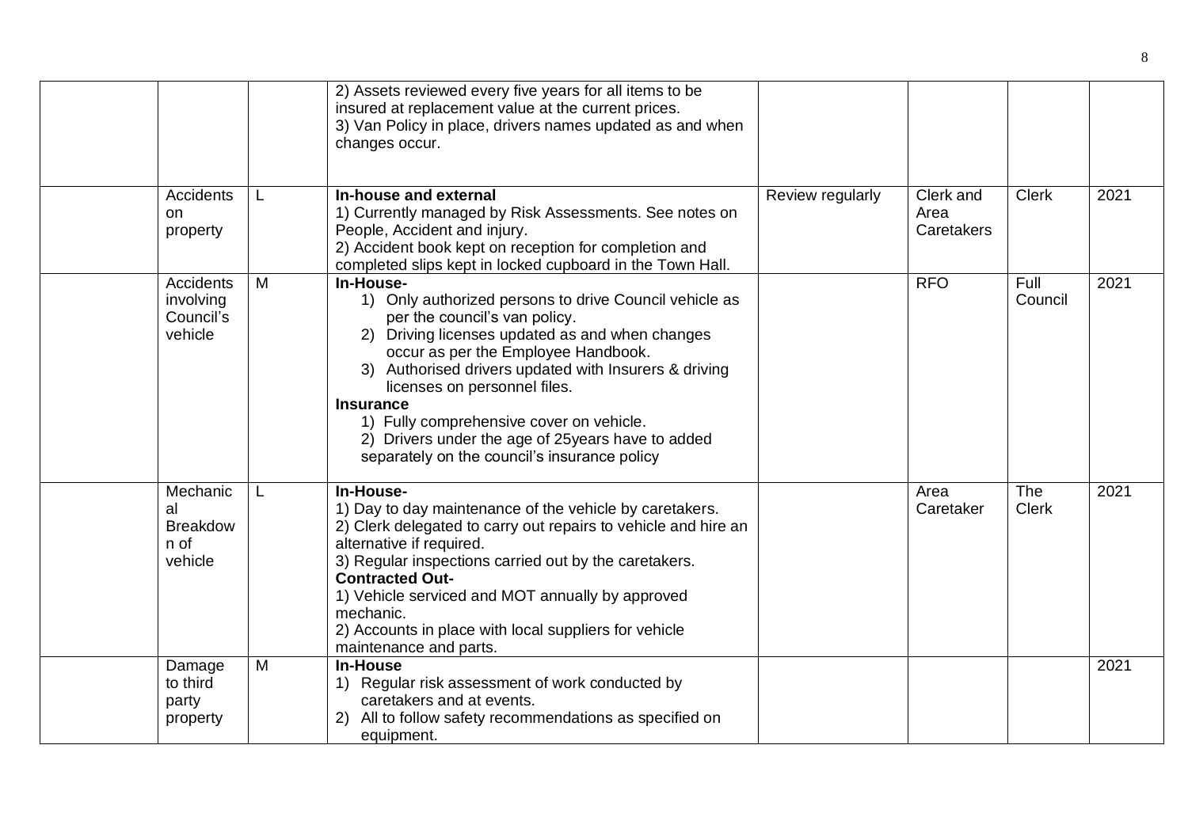| | | | | | | | |
|---|---|---|---|---|---|---|---|
| | | | 2) Assets reviewed every five years for all items to be insured at replacement value at the current prices.<br>3) Van Policy in place, drivers names updated as and when changes occur. | | | | |
| | Accidents on property | L | **In-house and external**<br>1) Currently managed by Risk Assessments. See notes on People, Accident and injury.<br>2) Accident book kept on reception for completion and completed slips kept in locked cupboard in the Town Hall. | Review regularly | Clerk and Area Caretakers | Clerk | 2021 |
| | Accidents involving Council's vehicle | M | **In-House-**<br>1) Only authorized persons to drive Council vehicle as per the council's van policy.<br>2) Driving licenses updated as and when changes occur as per the Employee Handbook.<br>3) Authorised drivers updated with Insurers & driving licenses on personnel files.<br>**Insurance**<br>1) Fully comprehensive cover on vehicle.<br>2) Drivers under the age of 25years have to added separately on the council's insurance policy | | RFO | Full Council | 2021 |
| | Mechanical Breakdown of vehicle | L | **In-House-**<br>1) Day to day maintenance of the vehicle by caretakers.<br>2) Clerk delegated to carry out repairs to vehicle and hire an alternative if required.<br>3) Regular inspections carried out by the caretakers.<br>**Contracted Out-**<br>1) Vehicle serviced and MOT annually by approved mechanic.<br>2) Accounts in place with local suppliers for vehicle maintenance and parts. | | Area Caretaker | The Clerk | 2021 |
| | Damage to third party property | M | **In-House**<br>1) Regular risk assessment of work conducted by caretakers and at events.<br>2) All to follow safety recommendations as specified on equipment. | | | | 2021 |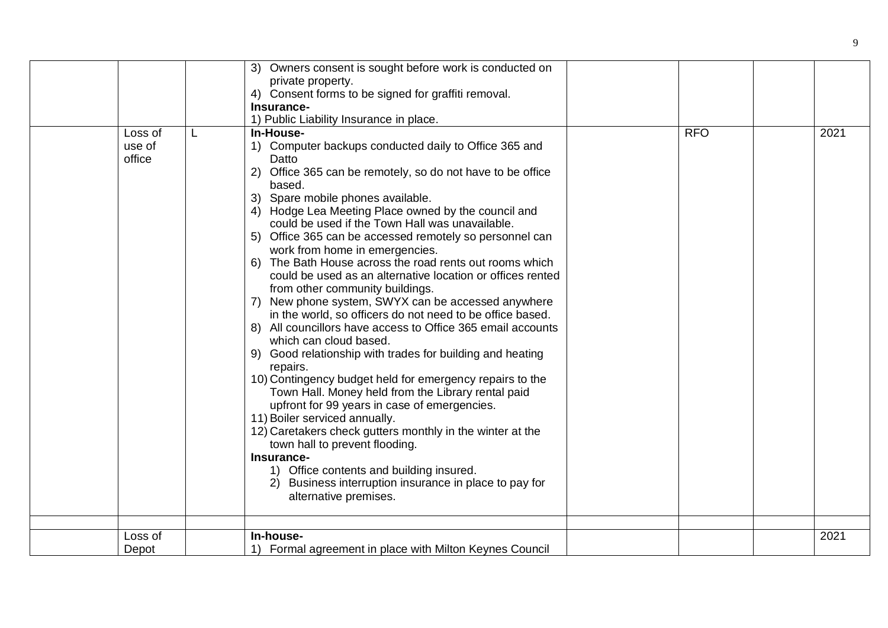| | | | | | | | |
|---|---|---|---|---|---|---|---|
| | | | 3) Owners consent is sought before work is conducted on private property.<br>4) Consent forms to be signed for graffiti removal.<br>**Insurance-**<br>1) Public Liability Insurance in place. | | | | |
| | Loss of use of office | L | **In-House-**<br>1) Computer backups conducted daily to Office 365 and Datto<br>2) Office 365 can be remotely, so do not have to be office based.<br>3) Spare mobile phones available.<br>4) Hodge Lea Meeting Place owned by the council and could be used if the Town Hall was unavailable.<br>5) Office 365 can be accessed remotely so personnel can work from home in emergencies.<br>6) The Bath House across the road rents out rooms which could be used as an alternative location or offices rented from other community buildings.<br>7) New phone system, SWYX can be accessed anywhere in the world, so officers do not need to be office based.<br>8) All councillors have access to Office 365 email accounts which can cloud based.<br>9) Good relationship with trades for building and heating repairs.<br>10) Contingency budget held for emergency repairs to the Town Hall. Money held from the Library rental paid upfront for 99 years in case of emergencies.<br>11) Boiler serviced annually.<br>12) Caretakers check gutters monthly in the winter at the town hall to prevent flooding.<br>**Insurance-**<br>1) Office contents and building insured.<br>2) Business interruption insurance in place to pay for alternative premises. | | RFO | | 2021 |
| | | | | | | | |
| | Loss of Depot | | **In-house-**<br>1) Formal agreement in place with Milton Keynes Council | | | | 2021 |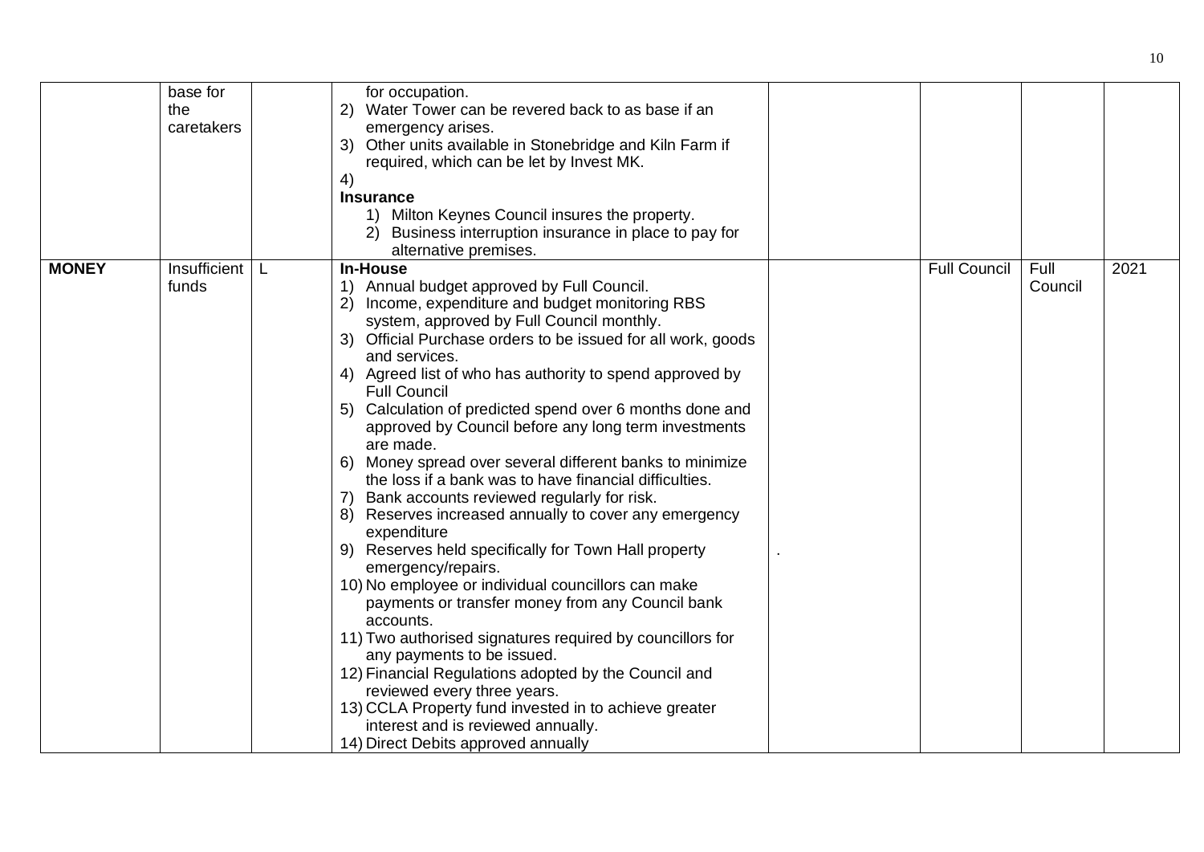|  |  |  |  |  |  |  |  |
|---|---|---|---|---|---|---|---|
|  | base for the caretakers |  | for occupation.<br>2) Water Tower can be revered back to as base if an emergency arises.<br>3) Other units available in Stonebridge and Kiln Farm if required, which can be let by Invest MK.<br>4)<br>**Insurance**<br>1) Milton Keynes Council insures the property.<br>2) Business interruption insurance in place to pay for alternative premises. |  |  |  |  |
| **MONEY** | Insufficient funds | L | **In-House**<br>1) Annual budget approved by Full Council.<br>2) Income, expenditure and budget monitoring RBS system, approved by Full Council monthly.<br>3) Official Purchase orders to be issued for all work, goods and services.<br>4) Agreed list of who has authority to spend approved by Full Council<br>5) Calculation of predicted spend over 6 months done and approved by Council before any long term investments are made.<br>6) Money spread over several different banks to minimize the loss if a bank was to have financial difficulties.<br>7) Bank accounts reviewed regularly for risk.<br>8) Reserves increased annually to cover any emergency expenditure<br>9) Reserves held specifically for Town Hall property emergency/repairs.<br>10) No employee or individual councillors can make payments or transfer money from any Council bank accounts.<br>11) Two authorised signatures required by councillors for any payments to be issued.<br>12) Financial Regulations adopted by the Council and reviewed every three years.<br>13) CCLA Property fund invested in to achieve greater interest and is reviewed annually.<br>14) Direct Debits approved annually | . | Full Council | Full Council | 2021 |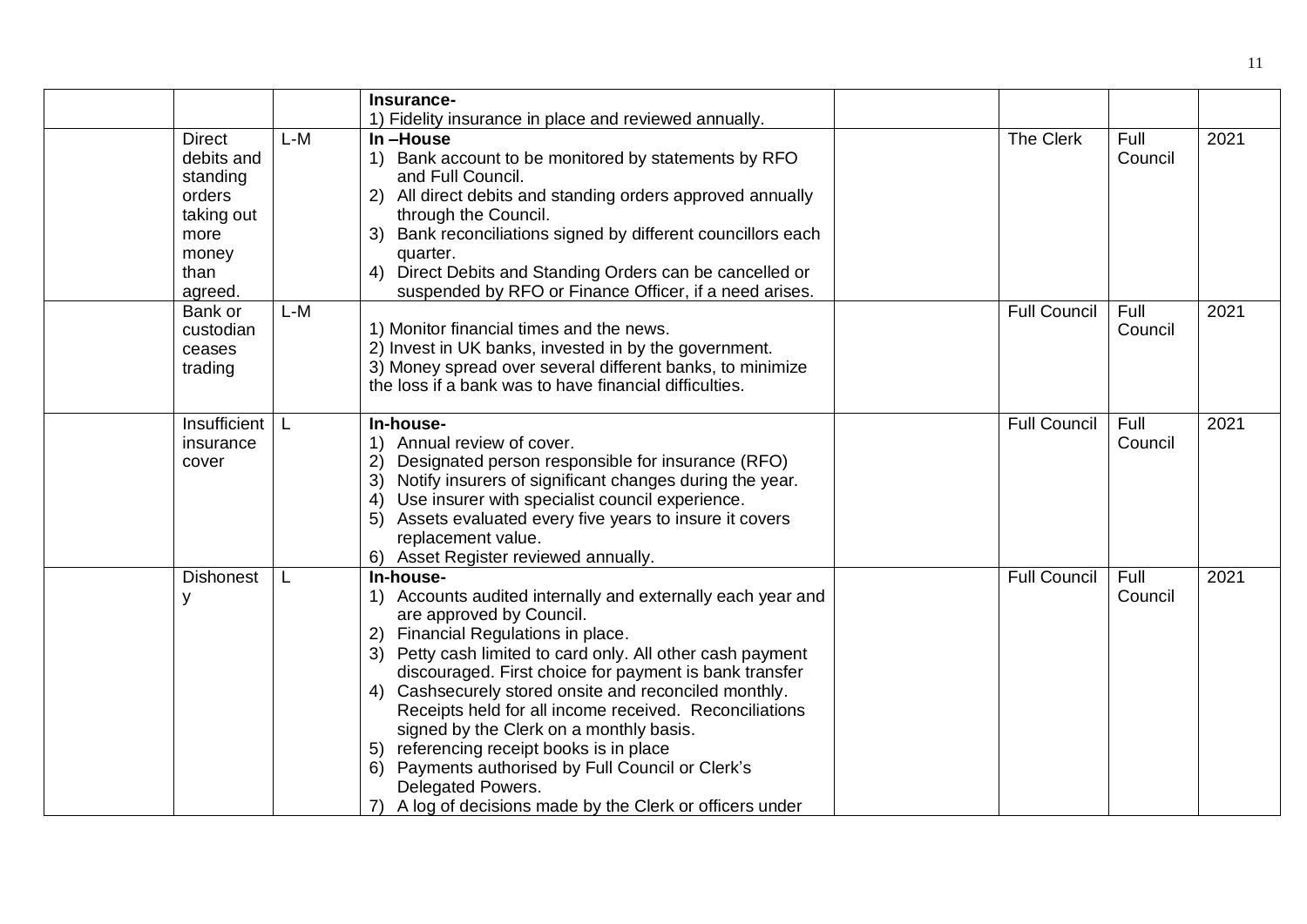| | | | | | | | |
|---|---|---|---|---|---|---|---|
| | | | **Insurance-**<br>1) Fidelity insurance in place and reviewed annually. | | | | |
| | Direct debits and standing orders taking out more money than agreed. | L-M | **In –House**<br>1) Bank account to be monitored by statements by RFO and Full Council.<br>2) All direct debits and standing orders approved annually through the Council.<br>3) Bank reconciliations signed by different councillors each quarter.<br>4) Direct Debits and Standing Orders can be cancelled or suspended by RFO or Finance Officer, if a need arises. | | The Clerk | Full Council | 2021 |
| | Bank or custodian ceases trading | L-M | 1) Monitor financial times and the news.<br>2) Invest in UK banks, invested in by the government.<br>3) Money spread over several different banks, to minimize the loss if a bank was to have financial difficulties. | | Full Council | Full Council | 2021 |
| | Insufficient insurance cover | L | **In-house-**<br>1) Annual review of cover.<br>2) Designated person responsible for insurance (RFO)<br>3) Notify insurers of significant changes during the year.<br>4) Use insurer with specialist council experience.<br>5) Assets evaluated every five years to insure it covers replacement value.<br>6) Asset Register reviewed annually. | | Full Council | Full Council | 2021 |
| | Dishonesty | L | **In-house-**<br>1) Accounts audited internally and externally each year and are approved by Council.<br>2) Financial Regulations in place.<br>3) Petty cash limited to card only. All other cash payment discouraged. First choice for payment is bank transfer<br>4) Cashsecurely stored onsite and reconciled monthly. Receipts held for all income received. Reconciliations signed by the Clerk on a monthly basis.<br>5) referencing receipt books is in place<br>6) Payments authorised by Full Council or Clerk's Delegated Powers.<br>7) A log of decisions made by the Clerk or officers under | | Full Council | Full Council | 2021 |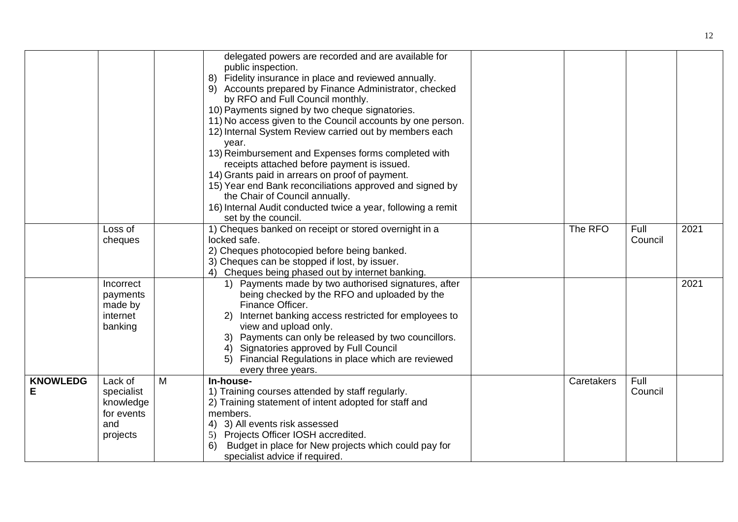| | | | | | | | |
|---|---|---|---|---|---|---|---|
| | | | delegated powers are recorded and are available for public inspection.<br>8) Fidelity insurance in place and reviewed annually.<br>9) Accounts prepared by Finance Administrator, checked by RFO and Full Council monthly.<br>10) Payments signed by two cheque signatories.<br>11) No access given to the Council accounts by one person.<br>12) Internal System Review carried out by members each year.<br>13) Reimbursement and Expenses forms completed with receipts attached before payment is issued.<br>14) Grants paid in arrears on proof of payment.<br>15) Year end Bank reconciliations approved and signed by the Chair of Council annually.<br>16) Internal Audit conducted twice a year, following a remit set by the council. | | | | |
| | Loss of cheques | | 1) Cheques banked on receipt or stored overnight in a locked safe.<br>2) Cheques photocopied before being banked.<br>3) Cheques can be stopped if lost, by issuer.<br>4) Cheques being phased out by internet banking. | | The RFO | Full Council | 2021 |
| | Incorrect payments made by internet banking | | 1) Payments made by two authorised signatures, after being checked by the RFO and uploaded by the Finance Officer.<br>2) Internet banking access restricted for employees to view and upload only.<br>3) Payments can only be released by two councillors.<br>4) Signatories approved by Full Council<br>5) Financial Regulations in place which are reviewed every three years. | | | | 2021 |
| **KNOWLEDGE** | Lack of specialist knowledge for events and projects | M | **In-house-**<br>1) Training courses attended by staff regularly.<br>2) Training statement of intent adopted for staff and members.<br>4) 3) All events risk assessed<br>5) Projects Officer IOSH accredited.<br>6) Budget in place for New projects which could pay for specialist advice if required. | | Caretakers | Full Council | |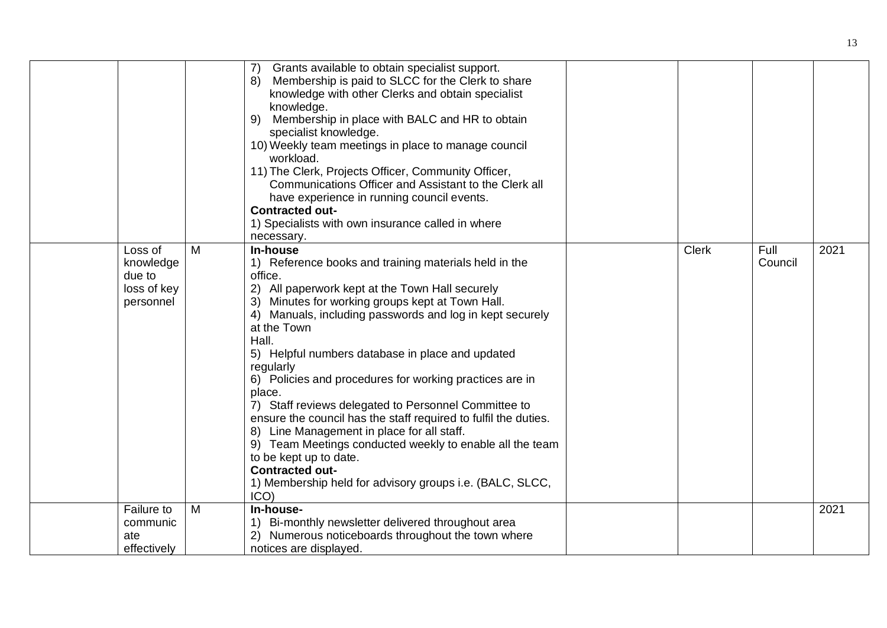| | | | | | | | |
|---|---|---|---|---|---|---|---|
| | | | 7) Grants available to obtain specialist support.<br>8) Membership is paid to SLCC for the Clerk to share knowledge with other Clerks and obtain specialist knowledge.<br>9) Membership in place with BALC and HR to obtain specialist knowledge.<br>10) Weekly team meetings in place to manage council workload.<br>11) The Clerk, Projects Officer, Community Officer, Communications Officer and Assistant to the Clerk all have experience in running council events.<br>**Contracted out-**<br>1) Specialists with own insurance called in where necessary. | | | | |
| | Loss of knowledge due to loss of key personnel | M | **In-house**<br>1) Reference books and training materials held in the office.<br>2) All paperwork kept at the Town Hall securely<br>3) Minutes for working groups kept at Town Hall.<br>4) Manuals, including passwords and log in kept securely at the Town Hall.<br>5) Helpful numbers database in place and updated regularly<br>6) Policies and procedures for working practices are in place.<br>7) Staff reviews delegated to Personnel Committee to ensure the council has the staff required to fulfil the duties.<br>8) Line Management in place for all staff.<br>9) Team Meetings conducted weekly to enable all the team to be kept up to date.<br>**Contracted out-**<br>1) Membership held for advisory groups i.e. (BALC, SLCC, ICO) | | Clerk | Full Council | 2021 |
| | Failure to communicate effectively | M | **In-house-**<br>1) Bi-monthly newsletter delivered throughout area<br>2) Numerous noticeboards throughout the town where notices are displayed. | | | | 2021 |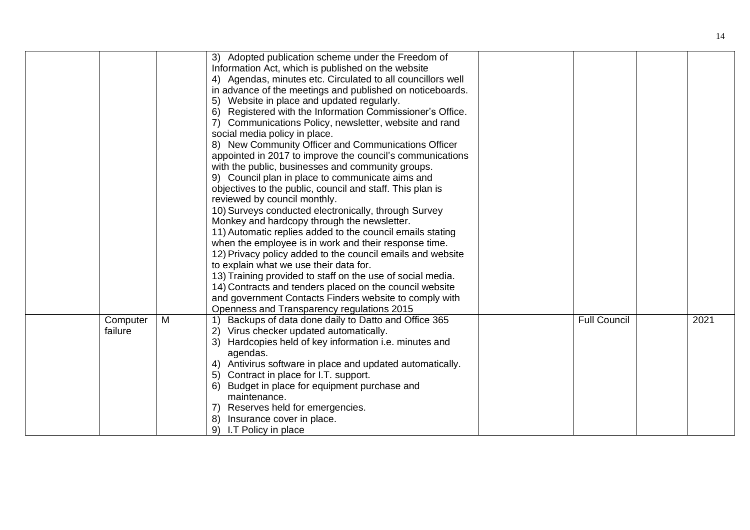| | | | | | | | |
|---|---|---|---|---|---|---|---|
| | | | 3) Adopted publication scheme under the Freedom of Information Act, which is published on the website<br>4) Agendas, minutes etc. Circulated to all councillors well in advance of the meetings and published on noticeboards.<br>5) Website in place and updated regularly.<br>6) Registered with the Information Commissioner's Office.<br>7) Communications Policy, newsletter, website and rand social media policy in place.<br>8) New Community Officer and Communications Officer appointed in 2017 to improve the council's communications with the public, businesses and community groups.<br>9) Council plan in place to communicate aims and objectives to the public, council and staff. This plan is reviewed by council monthly.<br>10) Surveys conducted electronically, through Survey Monkey and hardcopy through the newsletter.<br>11) Automatic replies added to the council emails stating when the employee is in work and their response time.<br>12) Privacy policy added to the council emails and website to explain what we use their data for.<br>13) Training provided to staff on the use of social media.<br>14) Contracts and tenders placed on the council website and government Contacts Finders website to comply with Openness and Transparency regulations 2015 | | | | |
| | Computer failure | M | 1) Backups of data done daily to Datto and Office 365<br>2) Virus checker updated automatically.<br>3) Hardcopies held of key information i.e. minutes and agendas.<br>4) Antivirus software in place and updated automatically.<br>5) Contract in place for I.T. support.<br>6) Budget in place for equipment purchase and maintenance.<br>7) Reserves held for emergencies.<br>8) Insurance cover in place.<br>9) I.T Policy in place | | Full Council | | 2021 |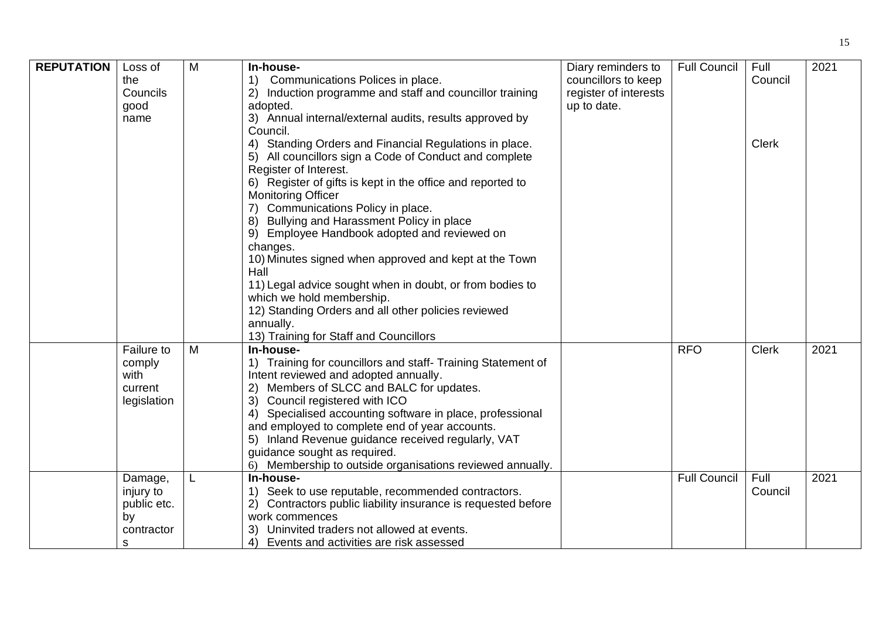| | | | | | | | |
|---|---|---|---|---|---|---|---|
| **REPUTATION** | Loss of the Councils good name | M | **In-house-**<br>1) Communications Polices in place.<br>2) Induction programme and staff and councillor training adopted.<br>3) Annual internal/external audits, results approved by Council.<br>4) Standing Orders and Financial Regulations in place.<br>5) All councillors sign a Code of Conduct and complete Register of Interest.<br>6) Register of gifts is kept in the office and reported to Monitoring Officer<br>7) Communications Policy in place.<br>8) Bullying and Harassment Policy in place<br>9) Employee Handbook adopted and reviewed on changes.<br>10) Minutes signed when approved and kept at the Town Hall<br>11) Legal advice sought when in doubt, or from bodies to which we hold membership.<br>12) Standing Orders and all other policies reviewed annually.<br>13) Training for Staff and Councillors | Diary reminders to councillors to keep register of interests up to date. | Full Council | Full Council<br><br>Clerk | 2021 |
| | Failure to comply with current legislation | M | **In-house-**<br>1) Training for councillors and staff- Training Statement of Intent reviewed and adopted annually.<br>2) Members of SLCC and BALC for updates.<br>3) Council registered with ICO<br>4) Specialised accounting software in place, professional and employed to complete end of year accounts.<br>5) Inland Revenue guidance received regularly, VAT guidance sought as required.<br>6) Membership to outside organisations reviewed annually. | | RFO | Clerk | 2021 |
| | Damage, injury to public etc. by contractors | L | **In-house-**<br>1) Seek to use reputable, recommended contractors.<br>2) Contractors public liability insurance is requested before work commences<br>3) Uninvited traders not allowed at events.<br>4) Events and activities are risk assessed | | Full Council | Full Council | 2021 |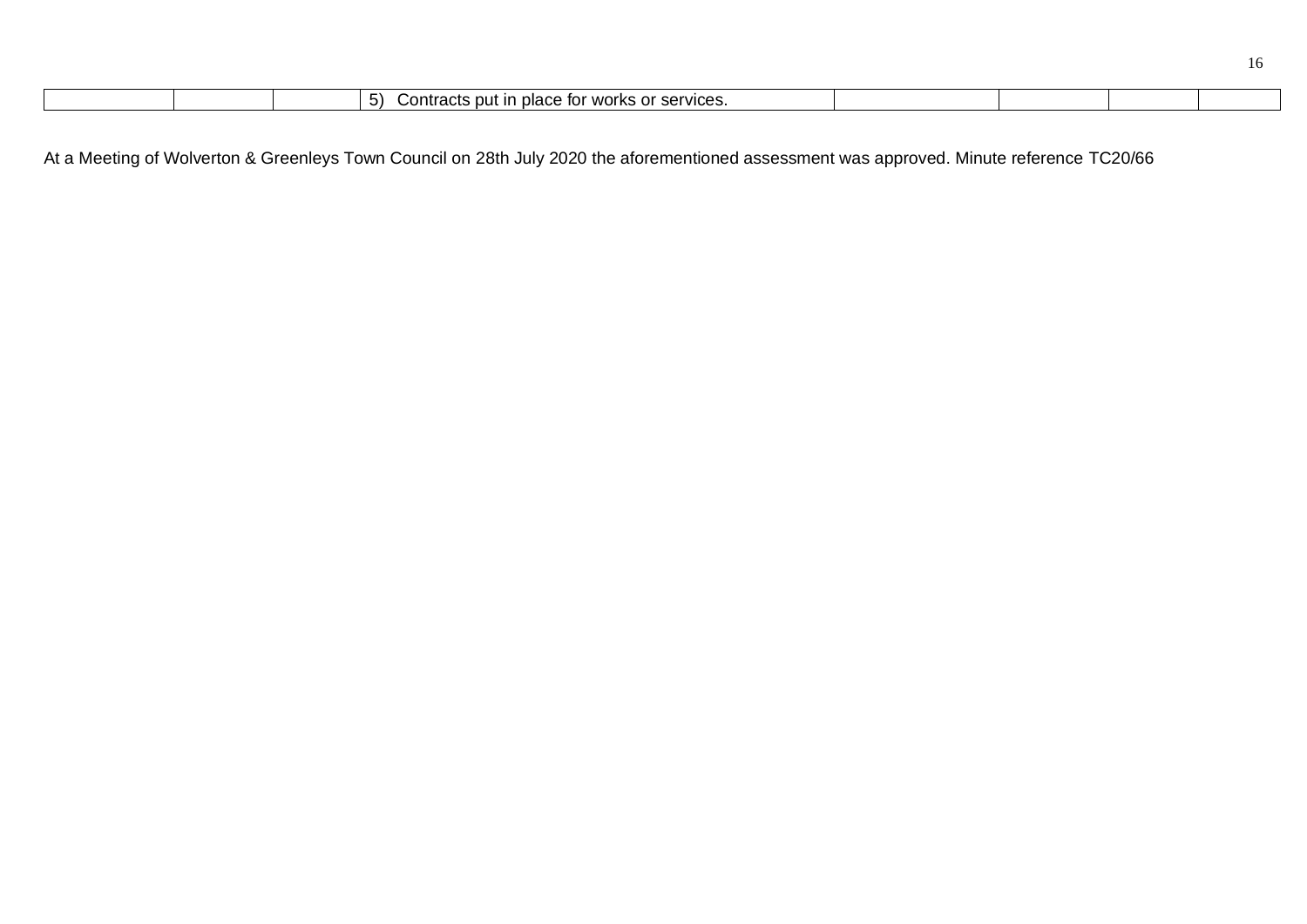| | | | | | | | |
|---|---|---|---|---|---|---|---|
| | | | 5) Contracts put in place for works or services. | | | | |

At a Meeting of Wolverton & Greenleys Town Council on 28th July 2020 the aforementioned assessment was approved. Minute reference TC20/66